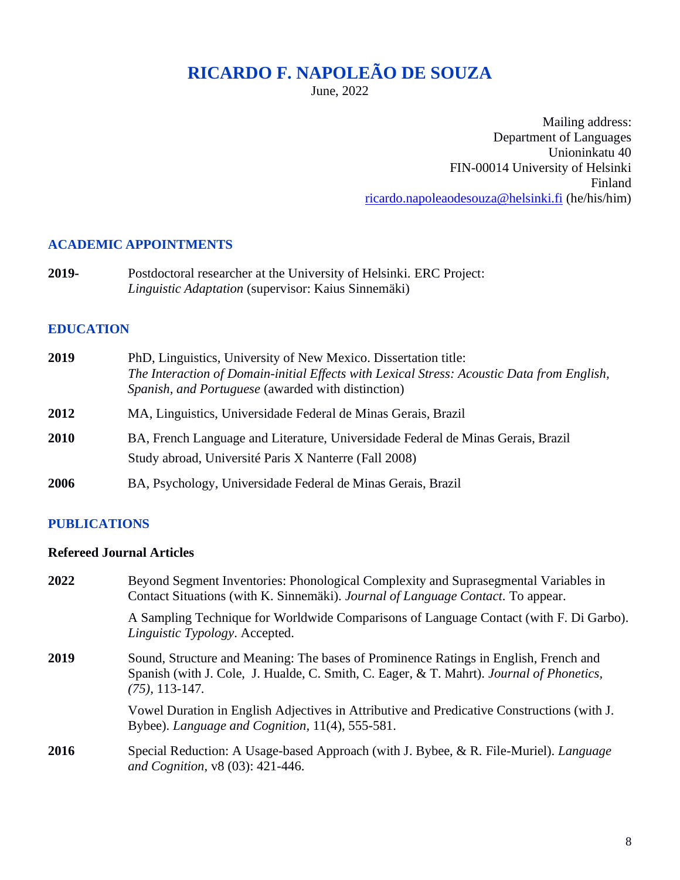# RICARDO F. NAPOLEÃO DE SOUZA

June, 2022

Mailing address:
Department of Languages
Unioninkatu 40
FIN-00014 University of Helsinki
Finland
ricardo.napoleaodesouza@helsinki.fi (he/his/him)

## ACADEMIC APPOINTMENTS

**2019-** Postdoctoral researcher at the University of Helsinki. ERC Project: *Linguistic Adaptation* (supervisor: Kaius Sinnemäki)

## EDUCATION

**2019** PhD, Linguistics, University of New Mexico. Dissertation title: *The Interaction of Domain-initial Effects with Lexical Stress: Acoustic Data from English, Spanish, and Portuguese* (awarded with distinction)

**2012** MA, Linguistics, Universidade Federal de Minas Gerais, Brazil

**2010** BA, French Language and Literature, Universidade Federal de Minas Gerais, Brazil
Study abroad, Université Paris X Nanterre (Fall 2008)

**2006** BA, Psychology, Universidade Federal de Minas Gerais, Brazil

## PUBLICATIONS

### Refereed Journal Articles

**2022** Beyond Segment Inventories: Phonological Complexity and Suprasegmental Variables in Contact Situations (with K. Sinnemäki). *Journal of Language Contact*. To appear.

A Sampling Technique for Worldwide Comparisons of Language Contact (with F. Di Garbo). *Linguistic Typology*. Accepted.

**2019** Sound, Structure and Meaning: The bases of Prominence Ratings in English, French and Spanish (with J. Cole, J. Hualde, C. Smith, C. Eager, & T. Mahrt). *Journal of Phonetics, (75)*, 113-147.

Vowel Duration in English Adjectives in Attributive and Predicative Constructions (with J. Bybee). *Language and Cognition*, 11(4), 555-581.

**2016** Special Reduction: A Usage-based Approach (with J. Bybee, & R. File-Muriel). *Language and Cognition*, v8 (03): 421-446.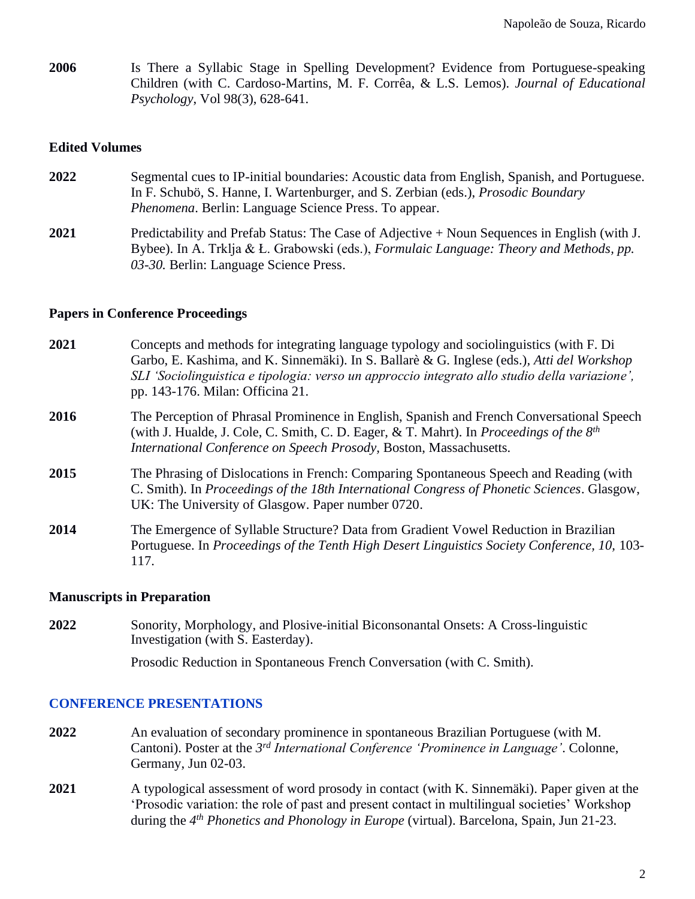**2006** Is There a Syllabic Stage in Spelling Development? Evidence from Portuguese-speaking Children (with C. Cardoso-Martins, M. F. Corrêa, & L.S. Lemos). *Journal of Educational Psychology*, Vol 98(3), 628-641.

### Edited Volumes

**2022** Segmental cues to IP-initial boundaries: Acoustic data from English, Spanish, and Portuguese. In F. Schubö, S. Hanne, I. Wartenburger, and S. Zerbian (eds.), *Prosodic Boundary Phenomena*. Berlin: Language Science Press. To appear.

**2021** Predictability and Prefab Status: The Case of Adjective + Noun Sequences in English (with J. Bybee). In A. Trklja & Ł. Grabowski (eds.), *Formulaic Language: Theory and Methods, pp. 03-30.* Berlin: Language Science Press.

### Papers in Conference Proceedings

**2021** Concepts and methods for integrating language typology and sociolinguistics (with F. Di Garbo, E. Kashima, and K. Sinnemäki). In S. Ballarè & G. Inglese (eds.), *Atti del Workshop SLI 'Sociolinguistica e tipologia: verso un approccio integrato allo studio della variazione',* pp. 143-176. Milan: Officina 21.

**2016** The Perception of Phrasal Prominence in English, Spanish and French Conversational Speech (with J. Hualde, J. Cole, C. Smith, C. D. Eager, & T. Mahrt). In *Proceedings of the 8th International Conference on Speech Prosody*, Boston, Massachusetts.

**2015** The Phrasing of Dislocations in French: Comparing Spontaneous Speech and Reading (with C. Smith). In *Proceedings of the 18th International Congress of Phonetic Sciences*. Glasgow, UK: The University of Glasgow. Paper number 0720.

**2014** The Emergence of Syllable Structure? Data from Gradient Vowel Reduction in Brazilian Portuguese. In *Proceedings of the Tenth High Desert Linguistics Society Conference, 10,* 103-117.

### Manuscripts in Preparation

**2022** Sonority, Morphology, and Plosive-initial Biconsonantal Onsets: A Cross-linguistic Investigation (with S. Easterday).

Prosodic Reduction in Spontaneous French Conversation (with C. Smith).

## CONFERENCE PRESENTATIONS

**2022** An evaluation of secondary prominence in spontaneous Brazilian Portuguese (with M. Cantoni). Poster at the *3rd International Conference 'Prominence in Language'*. Colonne, Germany, Jun 02-03.

**2021** A typological assessment of word prosody in contact (with K. Sinnemäki). Paper given at the 'Prosodic variation: the role of past and present contact in multilingual societies' Workshop during the *4th Phonetics and Phonology in Europe* (virtual). Barcelona, Spain, Jun 21-23.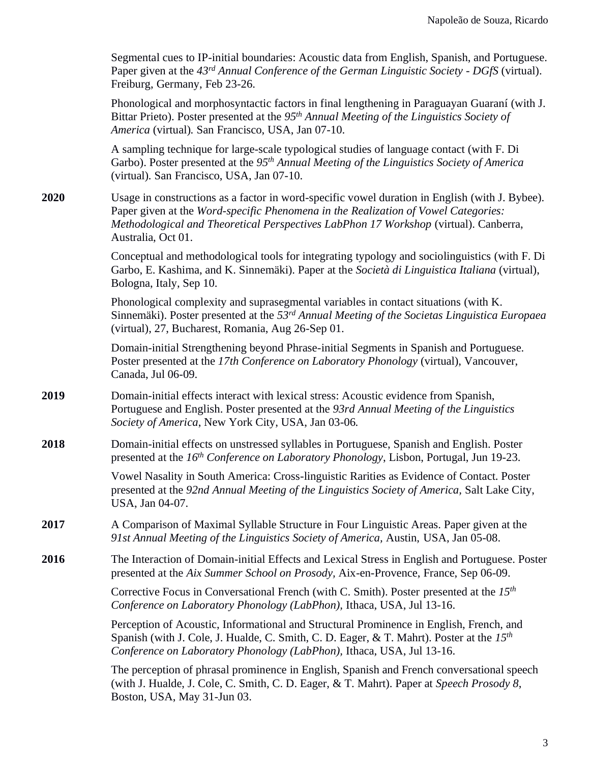Segmental cues to IP-initial boundaries: Acoustic data from English, Spanish, and Portuguese. Paper given at the *43rd Annual Conference of the German Linguistic Society - DGfS* (virtual). Freiburg, Germany, Feb 23-26.

Phonological and morphosyntactic factors in final lengthening in Paraguayan Guaraní (with J. Bittar Prieto). Poster presented at the *95th Annual Meeting of the Linguistics Society of America* (virtual). San Francisco, USA, Jan 07-10.

A sampling technique for large-scale typological studies of language contact (with F. Di Garbo). Poster presented at the *95th Annual Meeting of the Linguistics Society of America* (virtual). San Francisco, USA, Jan 07-10.

**2020**

Usage in constructions as a factor in word-specific vowel duration in English (with J. Bybee). Paper given at the *Word-specific Phenomena in the Realization of Vowel Categories: Methodological and Theoretical Perspectives LabPhon 17 Workshop* (virtual). Canberra, Australia, Oct 01.

Conceptual and methodological tools for integrating typology and sociolinguistics (with F. Di Garbo, E. Kashima, and K. Sinnemäki). Paper at the *Società di Linguistica Italiana* (virtual), Bologna, Italy, Sep 10.

Phonological complexity and suprasegmental variables in contact situations (with K. Sinnemäki). Poster presented at the *53rd Annual Meeting of the Societas Linguistica Europaea* (virtual), 27, Bucharest, Romania, Aug 26-Sep 01.

Domain-initial Strengthening beyond Phrase-initial Segments in Spanish and Portuguese. Poster presented at the *17th Conference on Laboratory Phonology* (virtual), Vancouver, Canada, Jul 06-09.

**2019**

Domain-initial effects interact with lexical stress: Acoustic evidence from Spanish, Portuguese and English. Poster presented at the *93rd Annual Meeting of the Linguistics Society of America*, New York City, USA, Jan 03-06.

**2018**

Domain-initial effects on unstressed syllables in Portuguese, Spanish and English. Poster presented at the *16th Conference on Laboratory Phonology*, Lisbon, Portugal, Jun 19-23.

Vowel Nasality in South America: Cross-linguistic Rarities as Evidence of Contact. Poster presented at the *92nd Annual Meeting of the Linguistics Society of America*, Salt Lake City, USA, Jan 04-07.

**2017**

A Comparison of Maximal Syllable Structure in Four Linguistic Areas. Paper given at the *91st Annual Meeting of the Linguistics Society of America,* Austin, USA, Jan 05-08.

**2016**

The Interaction of Domain-initial Effects and Lexical Stress in English and Portuguese. Poster presented at the *Aix Summer School on Prosody*, Aix-en-Provence, France, Sep 06-09.

Corrective Focus in Conversational French (with C. Smith). Poster presented at the *15th Conference on Laboratory Phonology (LabPhon),* Ithaca, USA, Jul 13-16.

Perception of Acoustic, Informational and Structural Prominence in English, French, and Spanish (with J. Cole, J. Hualde, C. Smith, C. D. Eager, & T. Mahrt). Poster at the *15th Conference on Laboratory Phonology (LabPhon),* Ithaca, USA, Jul 13-16.

The perception of phrasal prominence in English, Spanish and French conversational speech (with J. Hualde, J. Cole, C. Smith, C. D. Eager, & T. Mahrt). Paper at *Speech Prosody 8*, Boston, USA, May 31-Jun 03.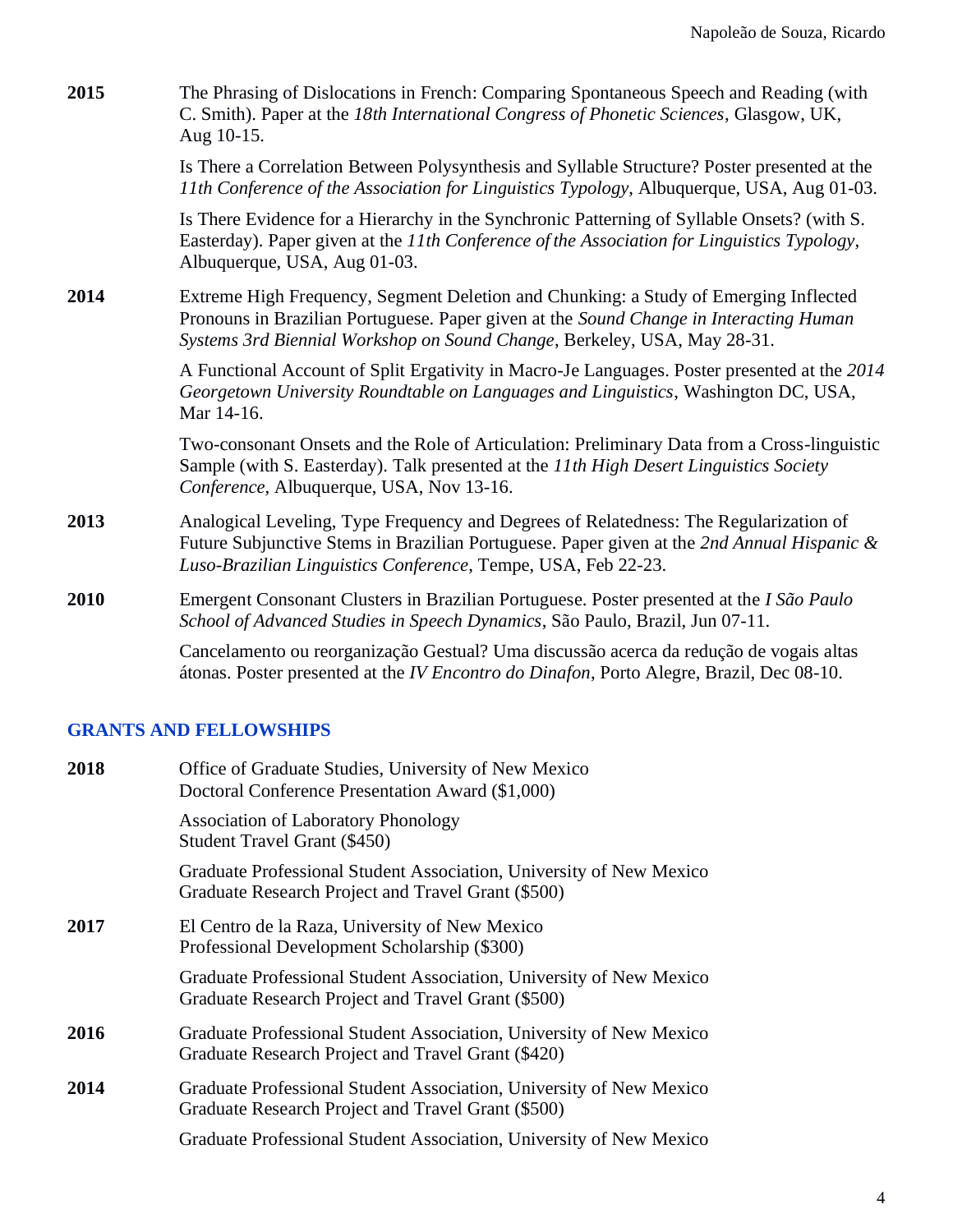**2015** The Phrasing of Dislocations in French: Comparing Spontaneous Speech and Reading (with C. Smith). Paper at the *18th International Congress of Phonetic Sciences*, Glasgow, UK, Aug 10-15.

Is There a Correlation Between Polysynthesis and Syllable Structure? Poster presented at the *11th Conference of the Association for Linguistics Typology*, Albuquerque, USA, Aug 01-03.

Is There Evidence for a Hierarchy in the Synchronic Patterning of Syllable Onsets? (with S. Easterday). Paper given at the *11th Conference of the Association for Linguistics Typology*, Albuquerque, USA, Aug 01-03.

**2014** Extreme High Frequency, Segment Deletion and Chunking: a Study of Emerging Inflected Pronouns in Brazilian Portuguese. Paper given at the *Sound Change in Interacting Human Systems 3rd Biennial Workshop on Sound Change*, Berkeley, USA, May 28-31.

A Functional Account of Split Ergativity in Macro-Je Languages. Poster presented at the *2014 Georgetown University Roundtable on Languages and Linguistics*, Washington DC, USA, Mar 14-16.

Two-consonant Onsets and the Role of Articulation: Preliminary Data from a Cross-linguistic Sample (with S. Easterday). Talk presented at the *11th High Desert Linguistics Society Conference*, Albuquerque, USA, Nov 13-16.

**2013** Analogical Leveling, Type Frequency and Degrees of Relatedness: The Regularization of Future Subjunctive Stems in Brazilian Portuguese. Paper given at the *2nd Annual Hispanic & Luso-Brazilian Linguistics Conference*, Tempe, USA, Feb 22-23.

**2010** Emergent Consonant Clusters in Brazilian Portuguese. Poster presented at the *I São Paulo School of Advanced Studies in Speech Dynamics*, São Paulo, Brazil, Jun 07-11.

Cancelamento ou reorganização Gestual? Uma discussão acerca da redução de vogais altas átonas. Poster presented at the *IV Encontro do Dinafon*, Porto Alegre, Brazil, Dec 08-10.

## GRANTS AND FELLOWSHIPS

**2018** Office of Graduate Studies, University of New Mexico
Doctoral Conference Presentation Award ($1,000)

Association of Laboratory Phonology
Student Travel Grant ($450)

Graduate Professional Student Association, University of New Mexico
Graduate Research Project and Travel Grant ($500)

**2017** El Centro de la Raza, University of New Mexico
Professional Development Scholarship ($300)

Graduate Professional Student Association, University of New Mexico
Graduate Research Project and Travel Grant ($500)

**2016** Graduate Professional Student Association, University of New Mexico
Graduate Research Project and Travel Grant ($420)

**2014** Graduate Professional Student Association, University of New Mexico
Graduate Research Project and Travel Grant ($500)

Graduate Professional Student Association, University of New Mexico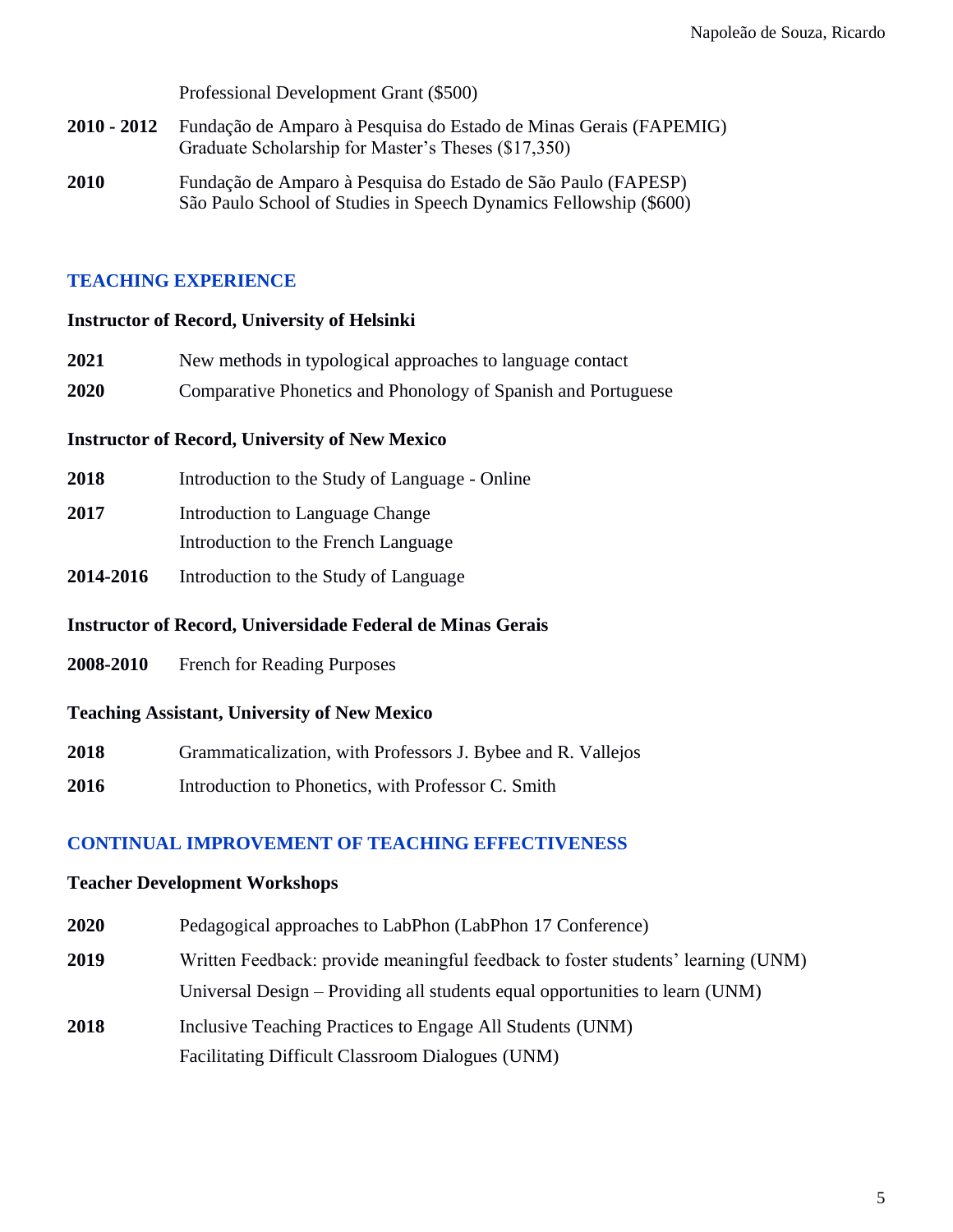Professional Development Grant ($500)

**2010 - 2012** Fundação de Amparo à Pesquisa do Estado de Minas Gerais (FAPEMIG) Graduate Scholarship for Master's Theses ($17,350)

**2010** Fundação de Amparo à Pesquisa do Estado de São Paulo (FAPESP) São Paulo School of Studies in Speech Dynamics Fellowship ($600)

## TEACHING EXPERIENCE

**Instructor of Record, University of Helsinki**

**2021** New methods in typological approaches to language contact

**2020** Comparative Phonetics and Phonology of Spanish and Portuguese

**Instructor of Record, University of New Mexico**

**2018** Introduction to the Study of Language - Online

**2017** Introduction to Language Change

Introduction to the French Language

**2014-2016** Introduction to the Study of Language

**Instructor of Record, Universidade Federal de Minas Gerais**

**2008-2010** French for Reading Purposes

**Teaching Assistant, University of New Mexico**

**2018** Grammaticalization, with Professors J. Bybee and R. Vallejos

**2016** Introduction to Phonetics, with Professor C. Smith

## CONTINUAL IMPROVEMENT OF TEACHING EFFECTIVENESS

**Teacher Development Workshops**

**2020** Pedagogical approaches to LabPhon (LabPhon 17 Conference)

**2019** Written Feedback: provide meaningful feedback to foster students' learning (UNM)

Universal Design – Providing all students equal opportunities to learn (UNM)

**2018** Inclusive Teaching Practices to Engage All Students (UNM)

Facilitating Difficult Classroom Dialogues (UNM)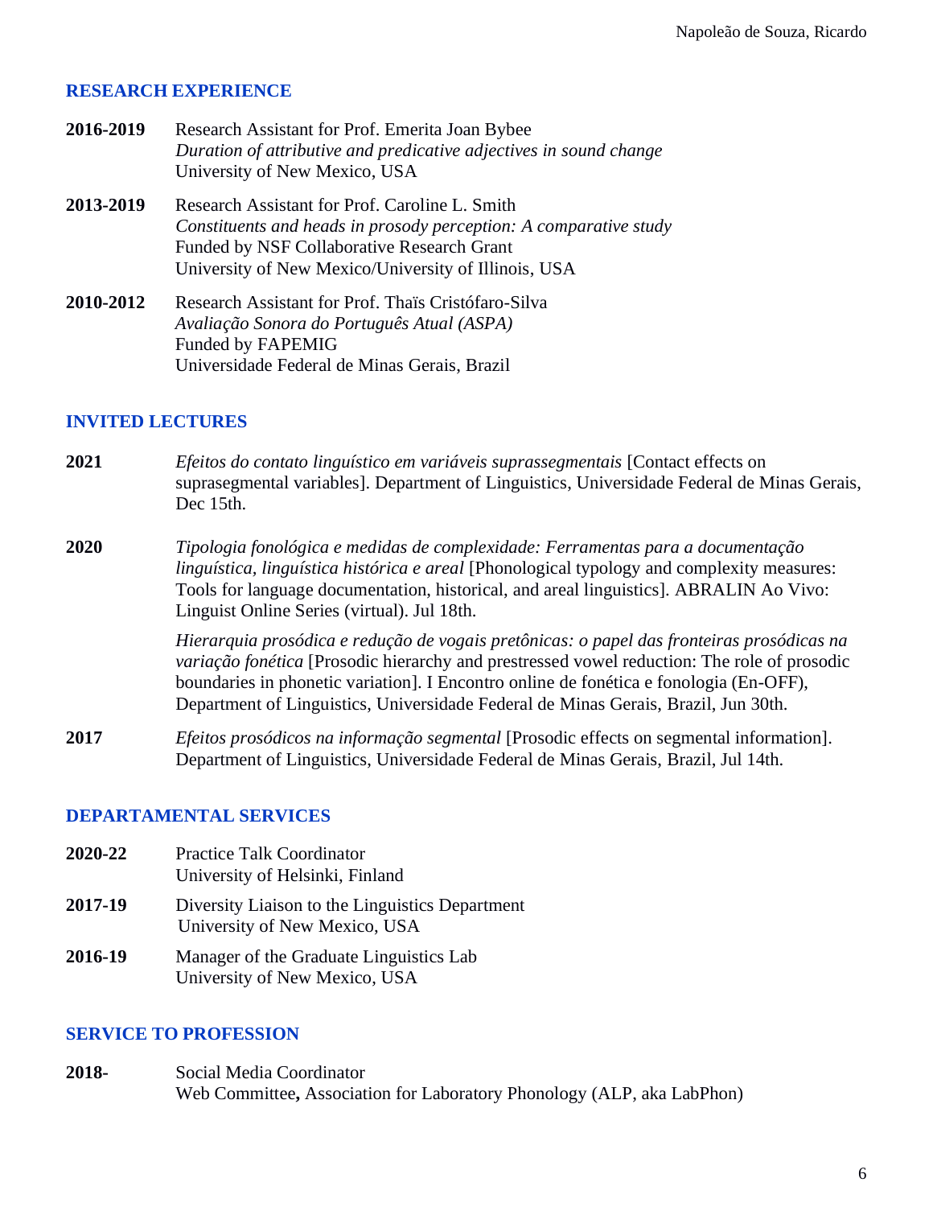## RESEARCH EXPERIENCE

**2016-2019** Research Assistant for Prof. Emerita Joan Bybee
*Duration of attributive and predicative adjectives in sound change*
University of New Mexico, USA

**2013-2019** Research Assistant for Prof. Caroline L. Smith
*Constituents and heads in prosody perception: A comparative study*
Funded by NSF Collaborative Research Grant
University of New Mexico/University of Illinois, USA

**2010-2012** Research Assistant for Prof. Thaïs Cristófaro-Silva
*Avaliação Sonora do Português Atual (ASPA)*
Funded by FAPEMIG
Universidade Federal de Minas Gerais, Brazil

## INVITED LECTURES

**2021** *Efeitos do contato linguístico em variáveis suprassegmentais* [Contact effects on suprasegmental variables]. Department of Linguistics, Universidade Federal de Minas Gerais, Dec 15th.

**2020** *Tipologia fonológica e medidas de complexidade: Ferramentas para a documentação linguística, linguística histórica e areal* [Phonological typology and complexity measures: Tools for language documentation, historical, and areal linguistics]. ABRALIN Ao Vivo: Linguist Online Series (virtual). Jul 18th.

*Hierarquia prosódica e redução de vogais pretônicas: o papel das fronteiras prosódicas na variação fonética* [Prosodic hierarchy and prestressed vowel reduction: The role of prosodic boundaries in phonetic variation]. I Encontro online de fonética e fonologia (En-OFF), Department of Linguistics, Universidade Federal de Minas Gerais, Brazil, Jun 30th.

**2017** *Efeitos prosódicos na informação segmental* [Prosodic effects on segmental information]. Department of Linguistics, Universidade Federal de Minas Gerais, Brazil, Jul 14th.

## DEPARTAMENTAL SERVICES

**2020-22** Practice Talk Coordinator
University of Helsinki, Finland

**2017-19** Diversity Liaison to the Linguistics Department
University of New Mexico, USA

**2016-19** Manager of the Graduate Linguistics Lab
University of New Mexico, USA

## SERVICE TO PROFESSION

**2018-** Social Media Coordinator
Web Committee**,** Association for Laboratory Phonology (ALP, aka LabPhon)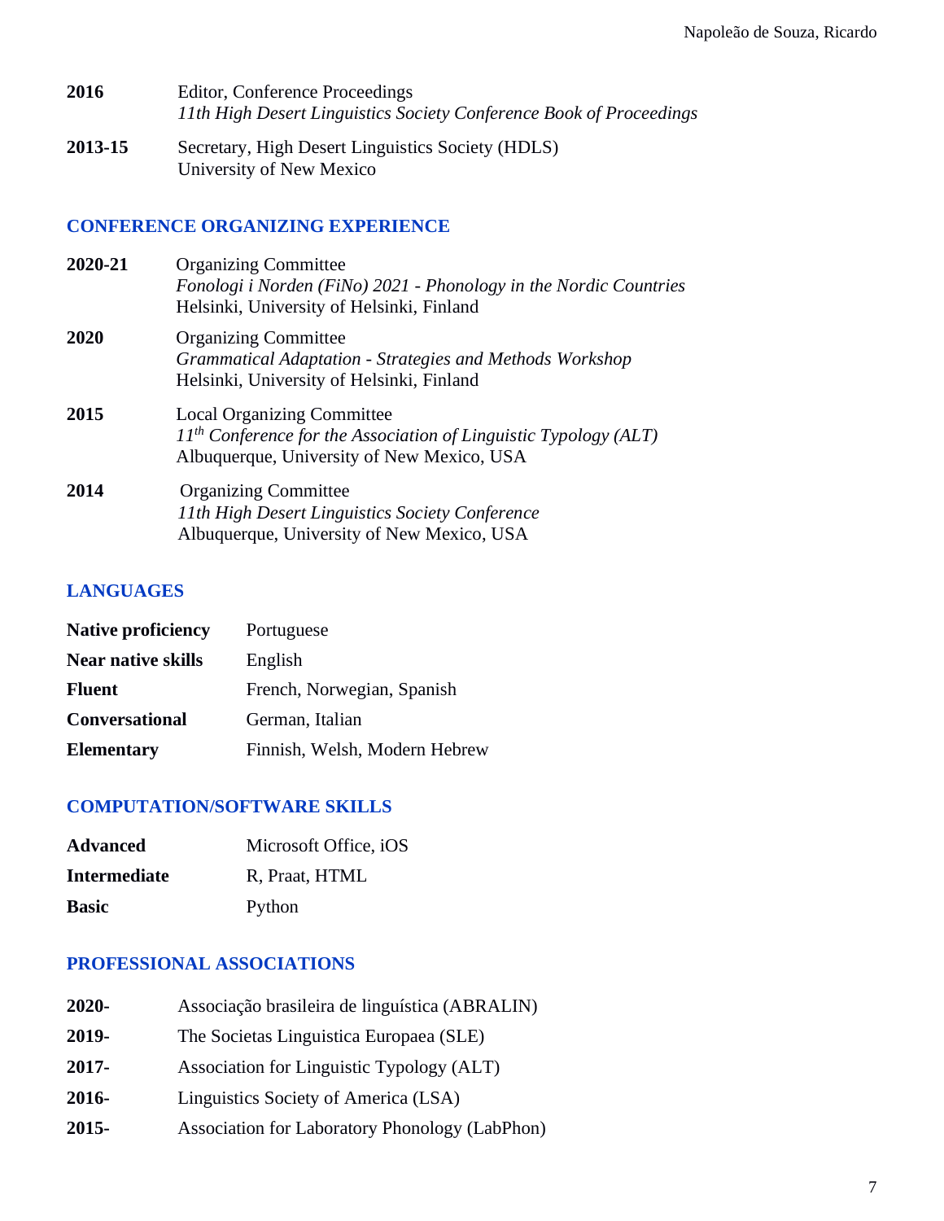**2016** Editor, Conference Proceedings
*11th High Desert Linguistics Society Conference Book of Proceedings*

**2013-15** Secretary, High Desert Linguistics Society (HDLS)
University of New Mexico

## CONFERENCE ORGANIZING EXPERIENCE

**2020-21** Organizing Committee
*Fonologi i Norden (FiNo) 2021 - Phonology in the Nordic Countries*
Helsinki, University of Helsinki, Finland

**2020** Organizing Committee
*Grammatical Adaptation - Strategies and Methods Workshop*
Helsinki, University of Helsinki, Finland

**2015** Local Organizing Committee
*11th Conference for the Association of Linguistic Typology (ALT)*
Albuquerque, University of New Mexico, USA

**2014** Organizing Committee
*11th High Desert Linguistics Society Conference*
Albuquerque, University of New Mexico, USA

## LANGUAGES

| | |
|---|---|
| **Native proficiency** | Portuguese |
| **Near native skills** | English |
| **Fluent** | French, Norwegian, Spanish |
| **Conversational** | German, Italian |
| **Elementary** | Finnish, Welsh, Modern Hebrew |

## COMPUTATION/SOFTWARE SKILLS

| | |
|---|---|
| **Advanced** | Microsoft Office, iOS |
| **Intermediate** | R, Praat, HTML |
| **Basic** | Python |

## PROFESSIONAL ASSOCIATIONS

**2020-** Associação brasileira de linguística (ABRALIN)

**2019-** The Societas Linguistica Europaea (SLE)

**2017-** Association for Linguistic Typology (ALT)

**2016-** Linguistics Society of America (LSA)

**2015-** Association for Laboratory Phonology (LabPhon)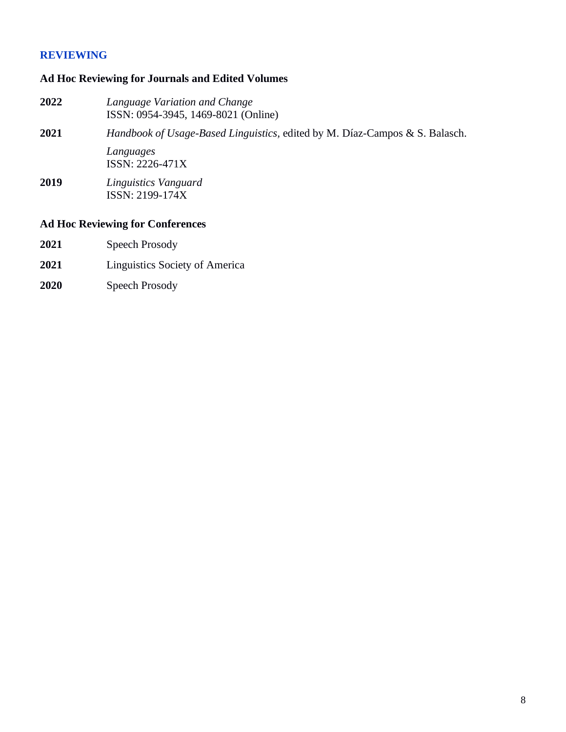## REVIEWING

### Ad Hoc Reviewing for Journals and Edited Volumes

**2022** *Language Variation and Change*
ISSN: 0954-3945, 1469-8021 (Online)

**2021** *Handbook of Usage-Based Linguistics*, edited by M. Díaz-Campos & S. Balasch.

*Languages*
ISSN: 2226-471X

**2019** *Linguistics Vanguard*
ISSN: 2199-174X

### Ad Hoc Reviewing for Conferences

**2021** Speech Prosody

**2021** Linguistics Society of America

**2020** Speech Prosody